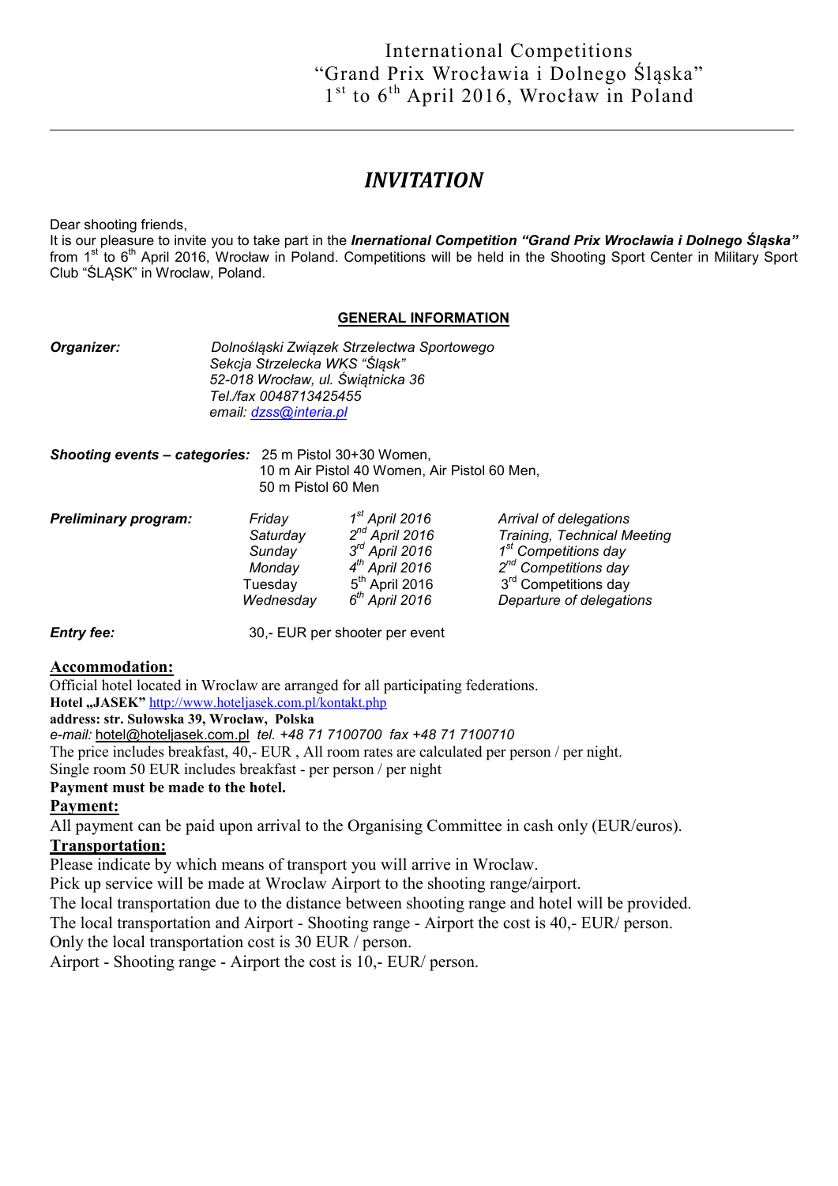International Competitions
"Grand Prix Wrocławia i Dolnego Śląska"
1st to 6th April 2016, Wrocław in Poland

---

# *INVITATION*

Dear shooting friends,
It is our pleasure to invite you to take part in the ***Inernational Competition "Grand Prix Wrocławia i Dolnego Śląska"*** from 1st to 6th April 2016, Wrocław in Poland. Competitions will be held in the Shooting Sport Center in Military Sport Club "ŚLĄSK" in Wroclaw, Poland.

## GENERAL INFORMATION

***Organizer:*** *Dolnośląski Związek Strzelectwa Sportowego*
*Sekcja Strzelecka WKS "Śląsk"*
*52-018 Wrocław, ul. Świątnicka 36*
*Tel./fax 0048713425455*
*email: dzss@interia.pl*

***Shooting events – categories:*** 25 m Pistol 30+30 Women,
10 m Air Pistol 40 Women, Air Pistol 60 Men,
50 m Pistol 60 Men

***Preliminary program:***

| | | |
|---|---|---|
| *Friday* | *1st April 2016* | *Arrival of delegations* |
| *Saturday* | *2nd April 2016* | *Training, Technical Meeting* |
| *Sunday* | *3rd April 2016* | *1st Competitions day* |
| *Monday* | *4th April 2016* | *2nd Competitions day* |
| Tuesday | 5th April 2016 | 3rd Competitions day |
| *Wednesday* | *6th April 2016* | *Departure of delegations* |

***Entry fee:*** 30,- EUR per shooter per event

## Accommodation:

Official hotel located in Wroclaw are arranged for all participating federations.
**Hotel „JASEK"** http://www.hoteljasek.com.pl/kontakt.php
**address: str. Sułowska 39, Wrocław, Polska**
*e-mail:* hotel@hoteljasek.com.pl *tel. +48 71 7100700 fax +48 71 7100710*
The price includes breakfast, 40,- EUR , All room rates are calculated per person / per night.
Single room 50 EUR includes breakfast - per person / per night
**Payment must be made to the hotel.**

## Payment:

All payment can be paid upon arrival to the Organising Committee in cash only (EUR/euros).

## Transportation:

Please indicate by which means of transport you will arrive in Wroclaw.
Pick up service will be made at Wroclaw Airport to the shooting range/airport.
The local transportation due to the distance between shooting range and hotel will be provided.
The local transportation and Airport - Shooting range - Airport the cost is 40,- EUR/ person.
Only the local transportation cost is 30 EUR / person.
Airport - Shooting range - Airport the cost is 10,- EUR/ person.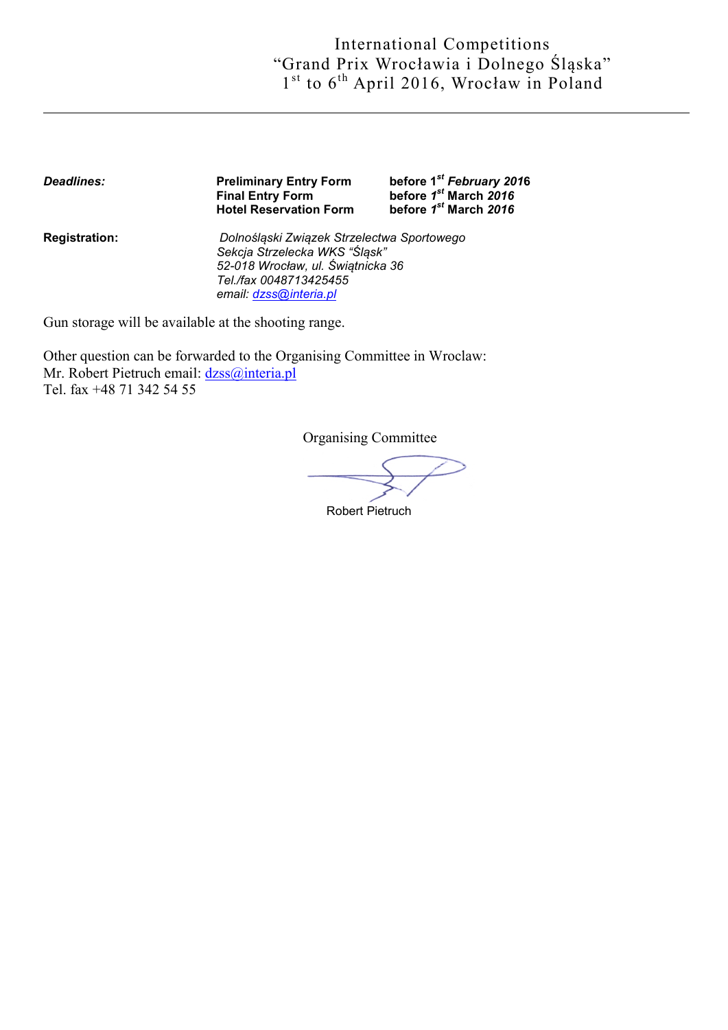| | | |
|---|---|---|
| ***Deadlines:*** | **Preliminary Entry Form** | **before 1st *February 2016*** |
| | **Final Entry Form** | **before *1st* March *2016*** |
| | **Hotel Reservation Form** | **before *1st* March *2016*** |

**Registration:**

*Dolnośląski Związek Strzelectwa Sportowego*
*Sekcja Strzelecka WKS "Śląsk"*
*52-018 Wrocław, ul. Świątnicka 36*
*Tel./fax 0048713425455*
*email: dzss@interia.pl*

Gun storage will be available at the shooting range.

Other question can be forwarded to the Organising Committee in Wroclaw:
Mr. Robert Pietruch email: dzss@interia.pl
Tel. fax +48 71 342 54 55

Organising Committee

Robert Pietruch